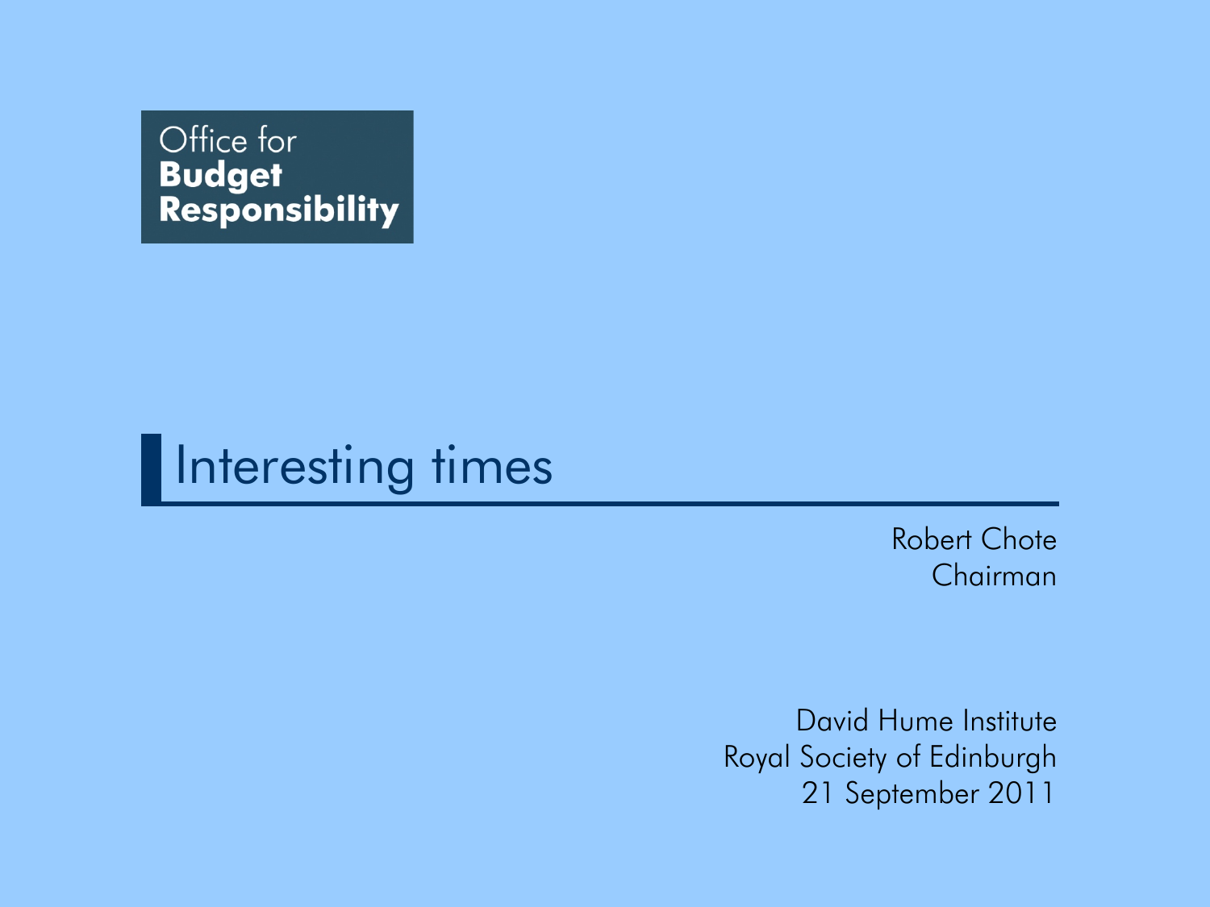Office for
**Budget**
**Responsibility**

# Interesting times

Robert Chote
Chairman

David Hume Institute
Royal Society of Edinburgh
21 September 2011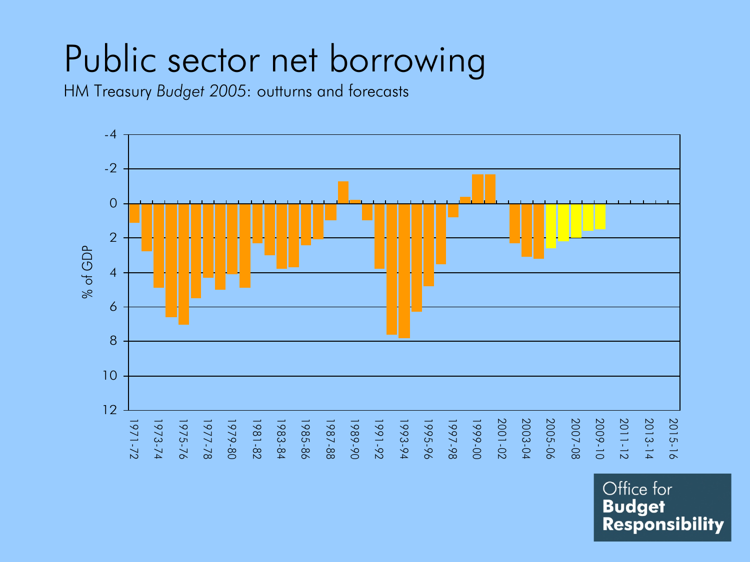# Public sector net borrowing

HM Treasury *Budget 2005*: outturns and forecasts

Office for **Budget Responsibility**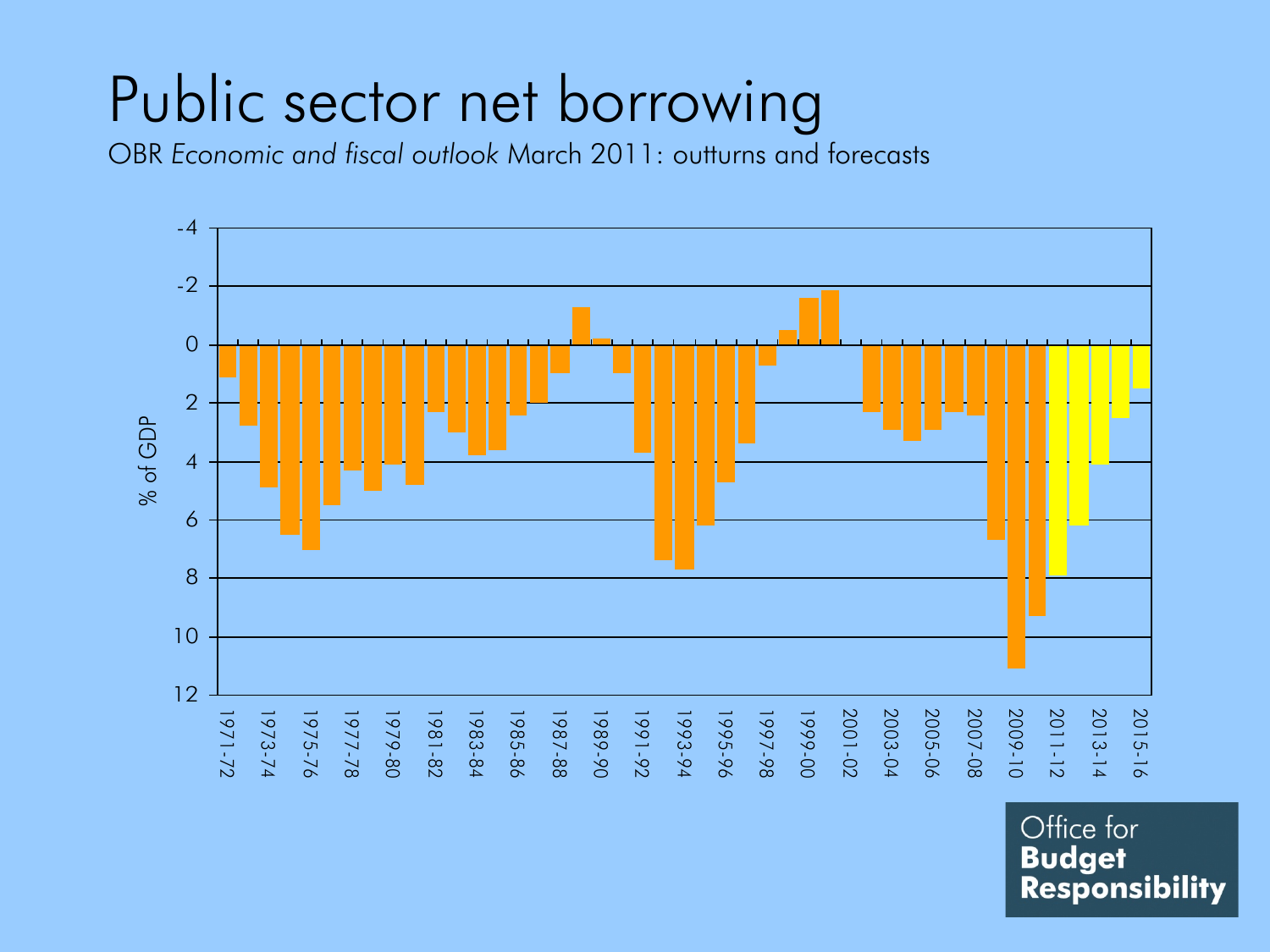# Public sector net borrowing

OBR *Economic and fiscal outlook* March 2011: outturns and forecasts

% of GDP

-4
-2
0
2
4
6
8
10
12

1971-72 1973-74 1975-76 1977-78 1979-80 1981-82 1983-84 1985-86 1987-88 1989-90 1991-92 1993-94 1995-96 1997-98 1999-00 2001-02 2003-04 2005-06 2007-08 2009-10 2011-12 2013-14 2015-16

Office for **Budget Responsibility**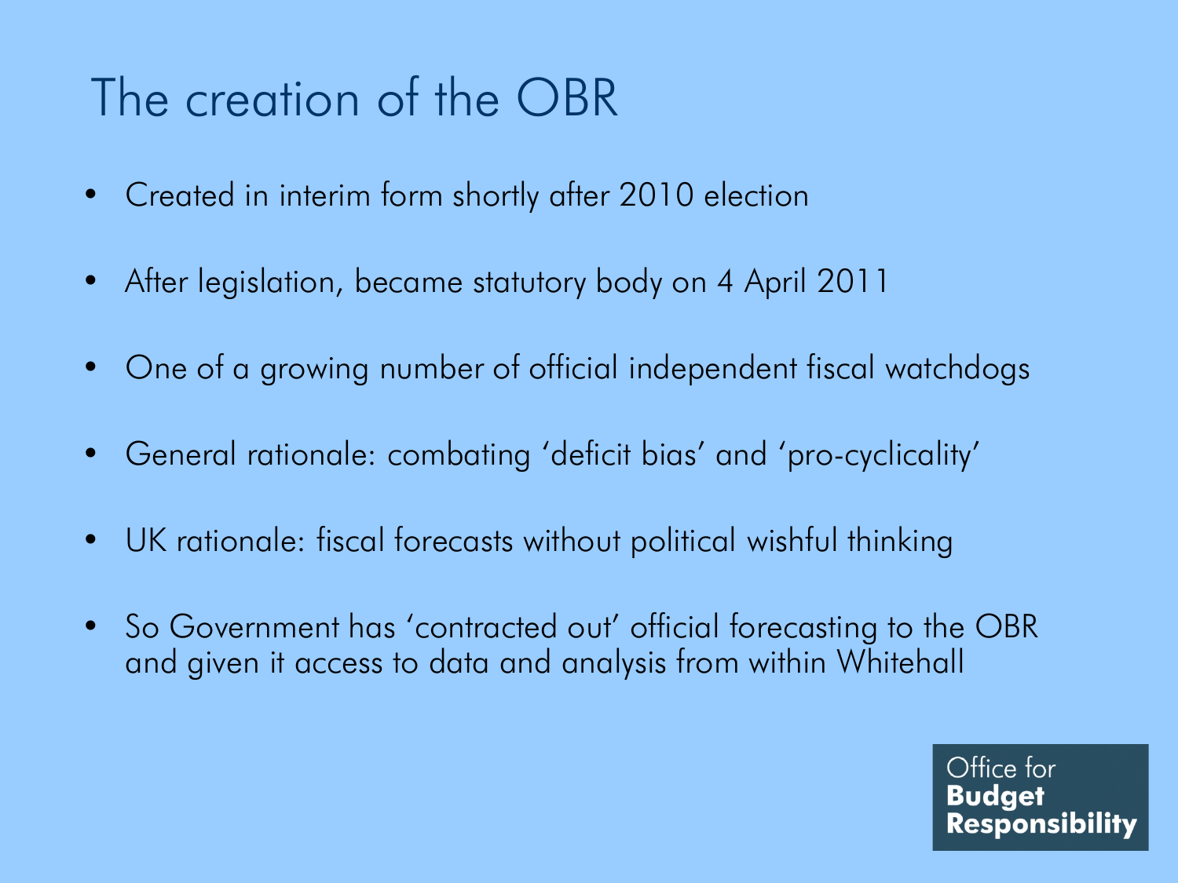# The creation of the OBR

- Created in interim form shortly after 2010 election
- After legislation, became statutory body on 4 April 2011
- One of a growing number of official independent fiscal watchdogs
- General rationale: combating ‘deficit bias’ and ‘pro-cyclicality’
- UK rationale: fiscal forecasts without political wishful thinking
- So Government has ‘contracted out’ official forecasting to the OBR and given it access to data and analysis from within Whitehall

Office for **Budget Responsibility**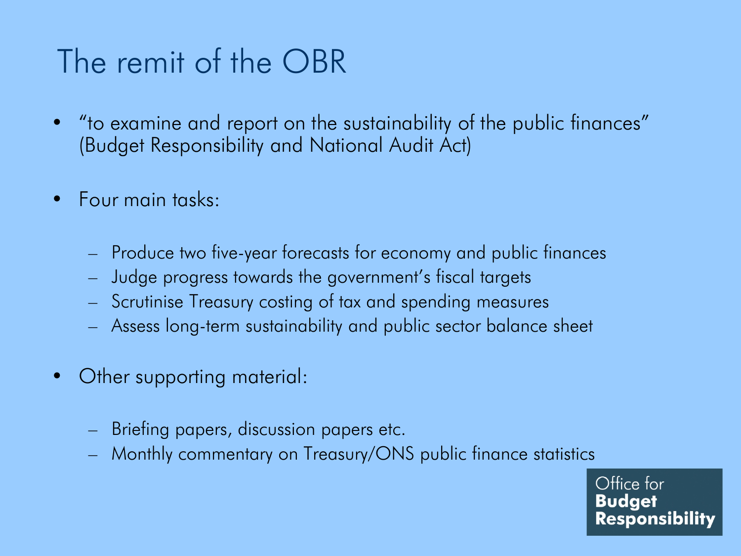# The remit of the OBR

- "to examine and report on the sustainability of the public finances" (Budget Responsibility and National Audit Act)

- Four main tasks:

  - Produce two five-year forecasts for economy and public finances
  - Judge progress towards the government's fiscal targets
  - Scrutinise Treasury costing of tax and spending measures
  - Assess long-term sustainability and public sector balance sheet

- Other supporting material:

  - Briefing papers, discussion papers etc.
  - Monthly commentary on Treasury/ONS public finance statistics

Office for **Budget Responsibility**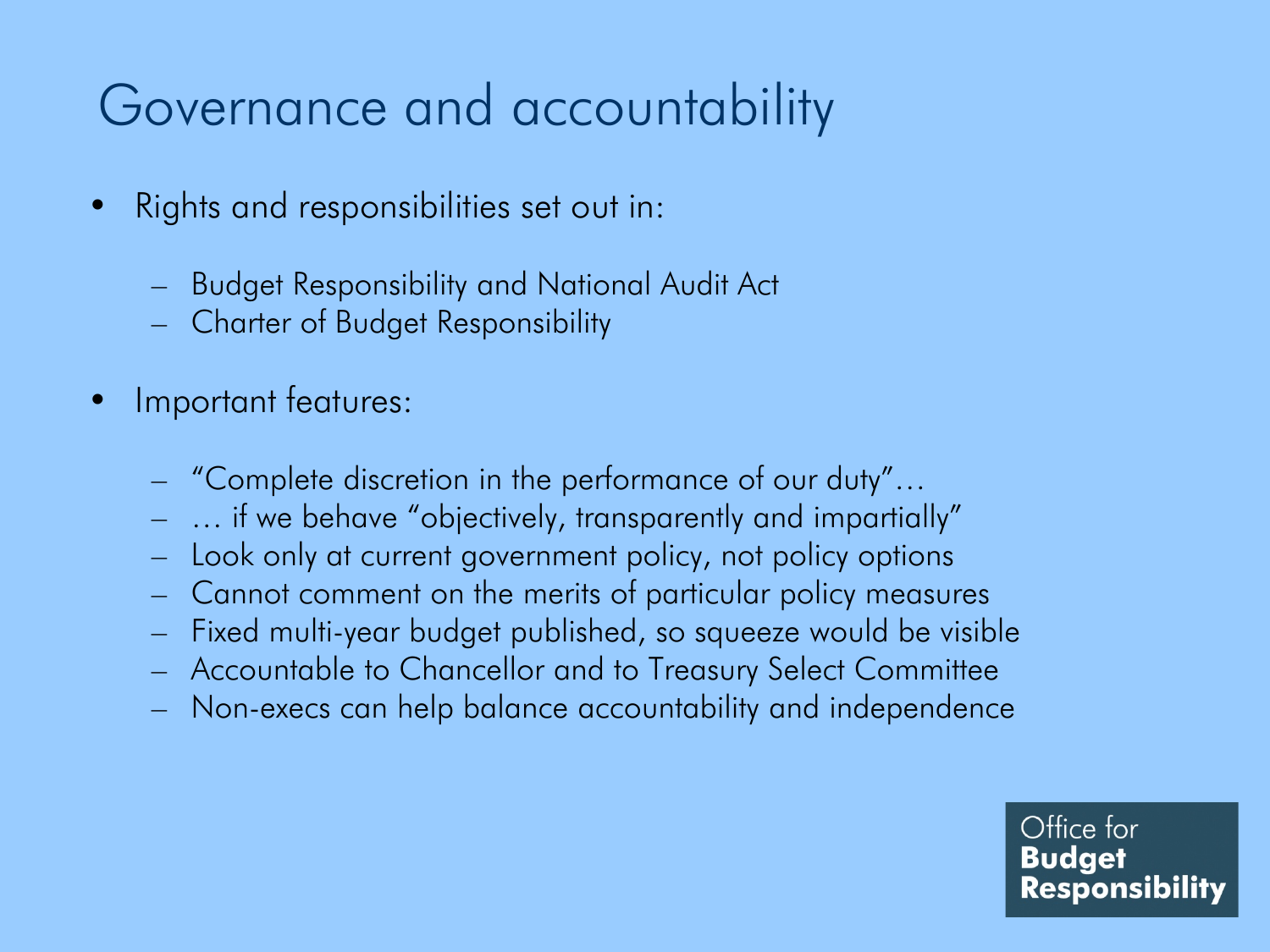# Governance and accountability

- Rights and responsibilities set out in:
  - Budget Responsibility and National Audit Act
  - Charter of Budget Responsibility
- Important features:
  - "Complete discretion in the performance of our duty"…
  - … if we behave "objectively, transparently and impartially"
  - Look only at current government policy, not policy options
  - Cannot comment on the merits of particular policy measures
  - Fixed multi-year budget published, so squeeze would be visible
  - Accountable to Chancellor and to Treasury Select Committee
  - Non-execs can help balance accountability and independence

Office for **Budget Responsibility**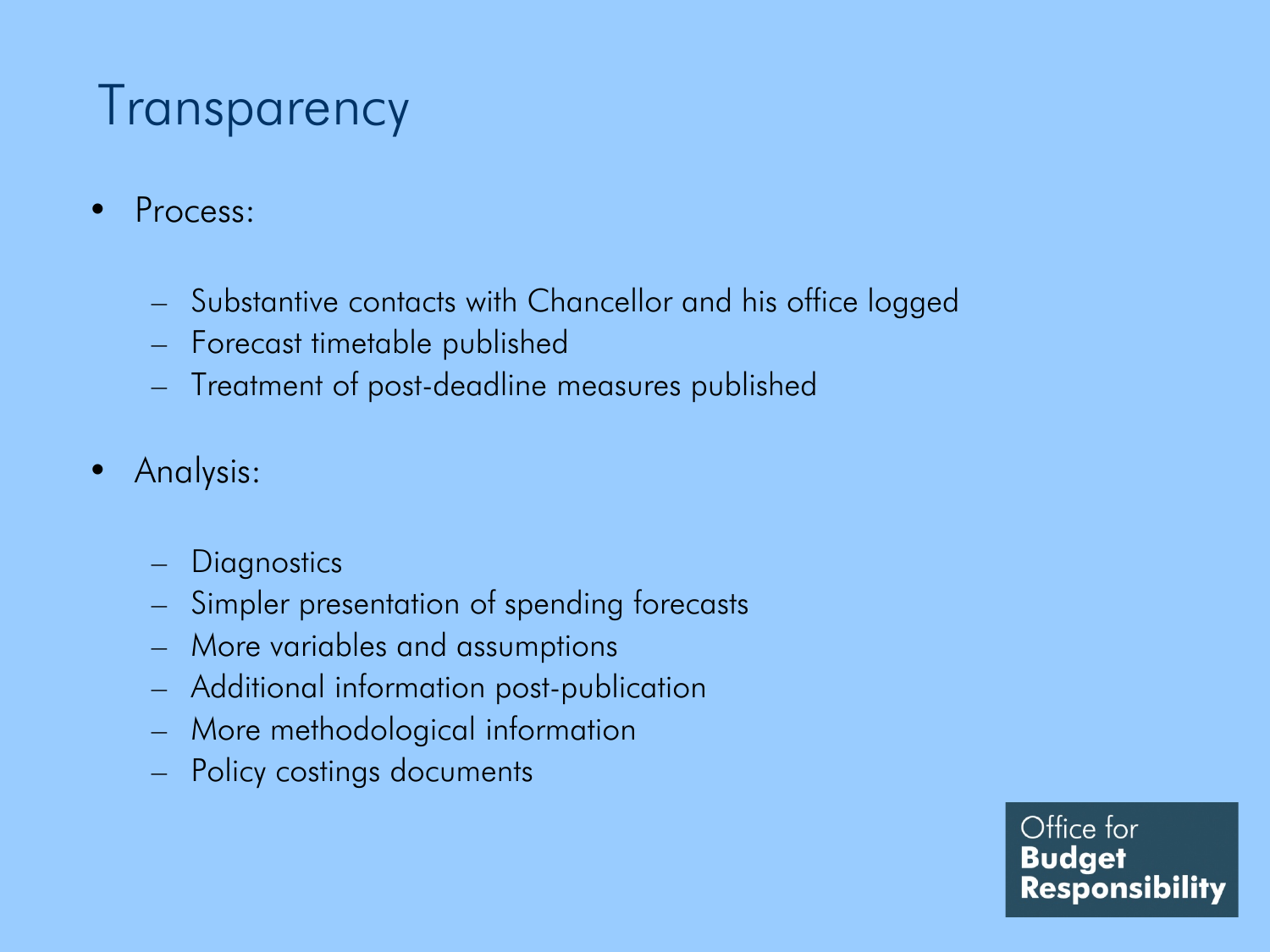# Transparency

- Process:
  - Substantive contacts with Chancellor and his office logged
  - Forecast timetable published
  - Treatment of post-deadline measures published

- Analysis:
  - Diagnostics
  - Simpler presentation of spending forecasts
  - More variables and assumptions
  - Additional information post-publication
  - More methodological information
  - Policy costings documents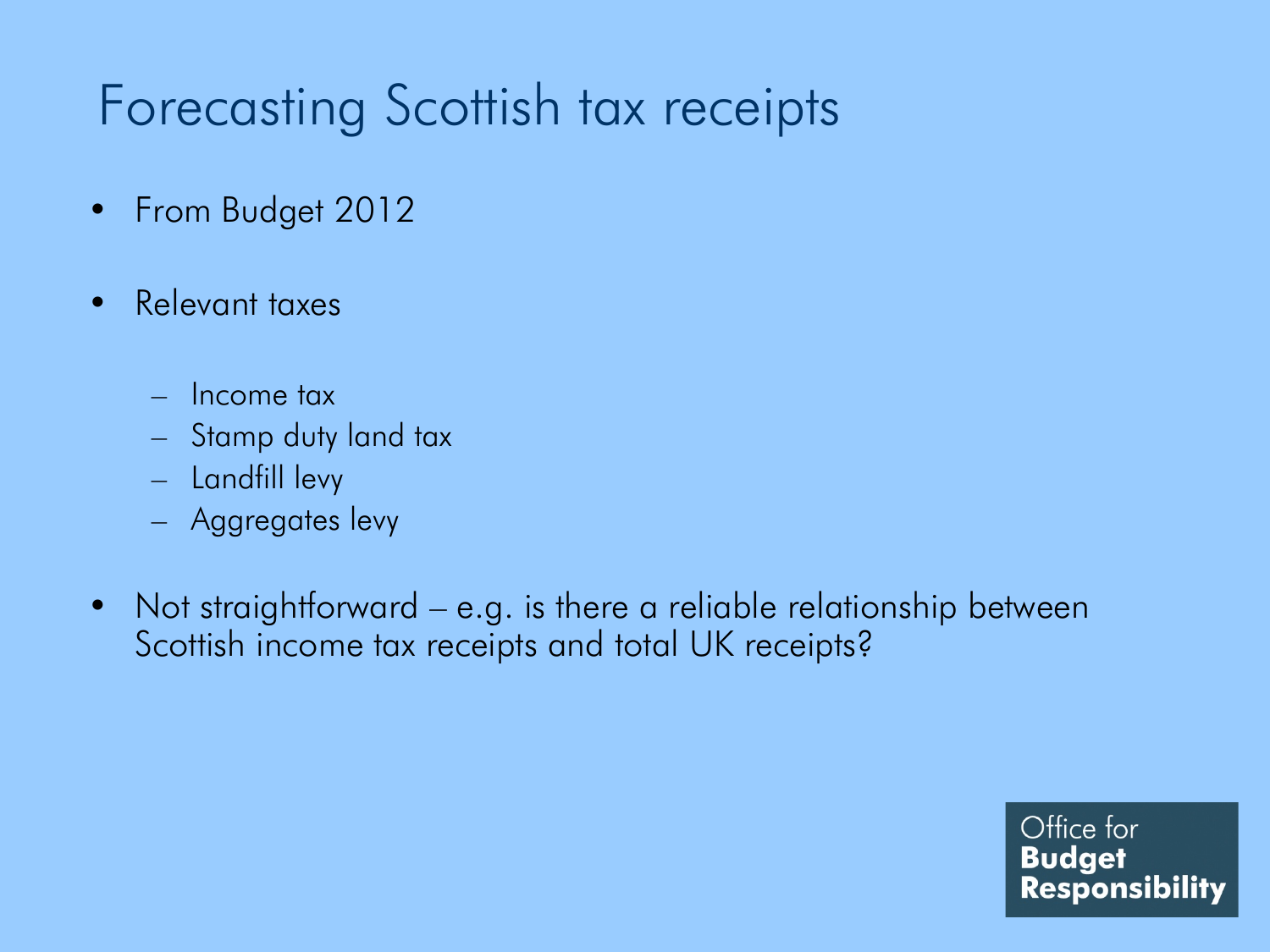# Forecasting Scottish tax receipts

- From Budget 2012
- Relevant taxes
  - Income tax
  - Stamp duty land tax
  - Landfill levy
  - Aggregates levy
- Not straightforward – e.g. is there a reliable relationship between Scottish income tax receipts and total UK receipts?

Office for **Budget Responsibility**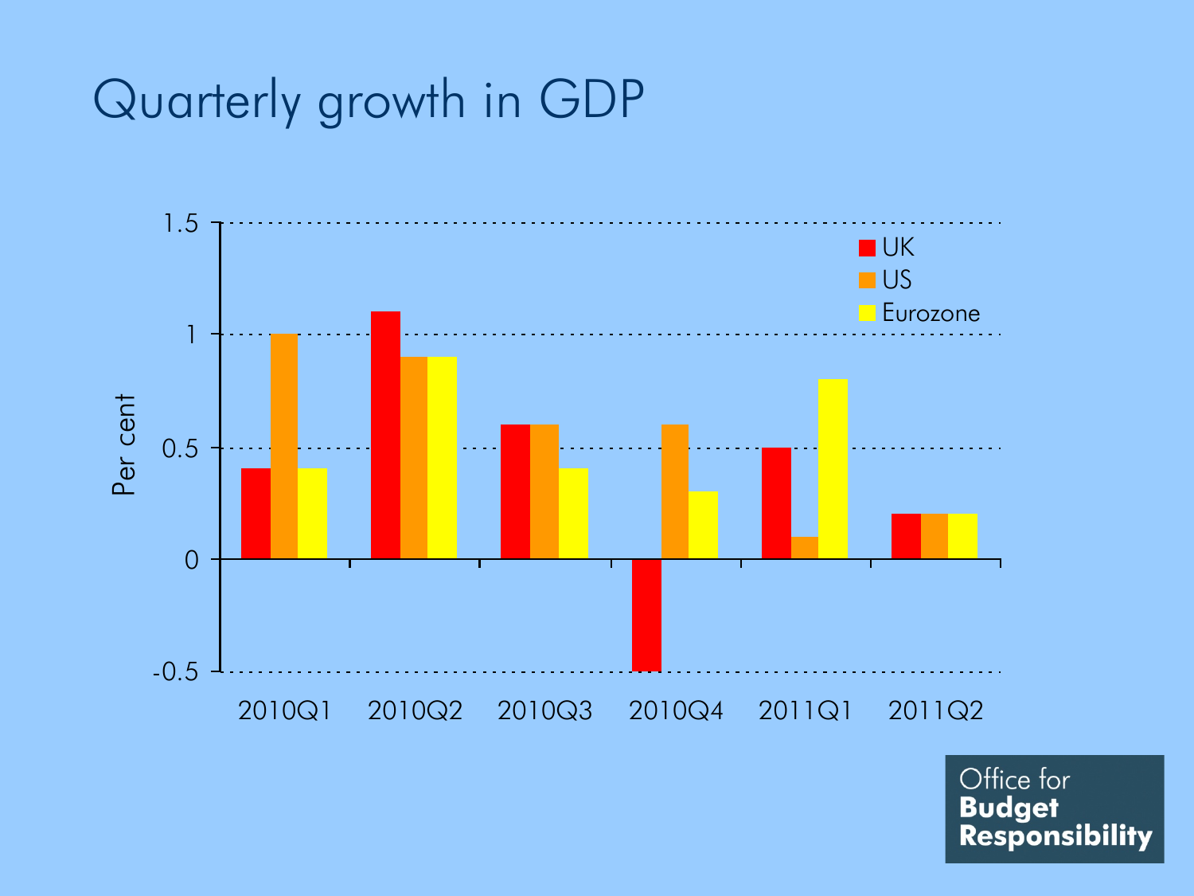# Quarterly growth in GDP

| Per cent | UK | US | Eurozone |
|---|---|---|---|
| 2010Q1 | 0.4 | 1.0 | 0.4 |
| 2010Q2 | 1.1 | 0.9 | 0.9 |
| 2010Q3 | 0.6 | 0.6 | 0.4 |
| 2010Q4 | -0.5 | 0.6 | 0.3 |
| 2011Q1 | 0.5 | 0.1 | 0.8 |
| 2011Q2 | 0.2 | 0.2 | 0.2 |

Office for **Budget Responsibility**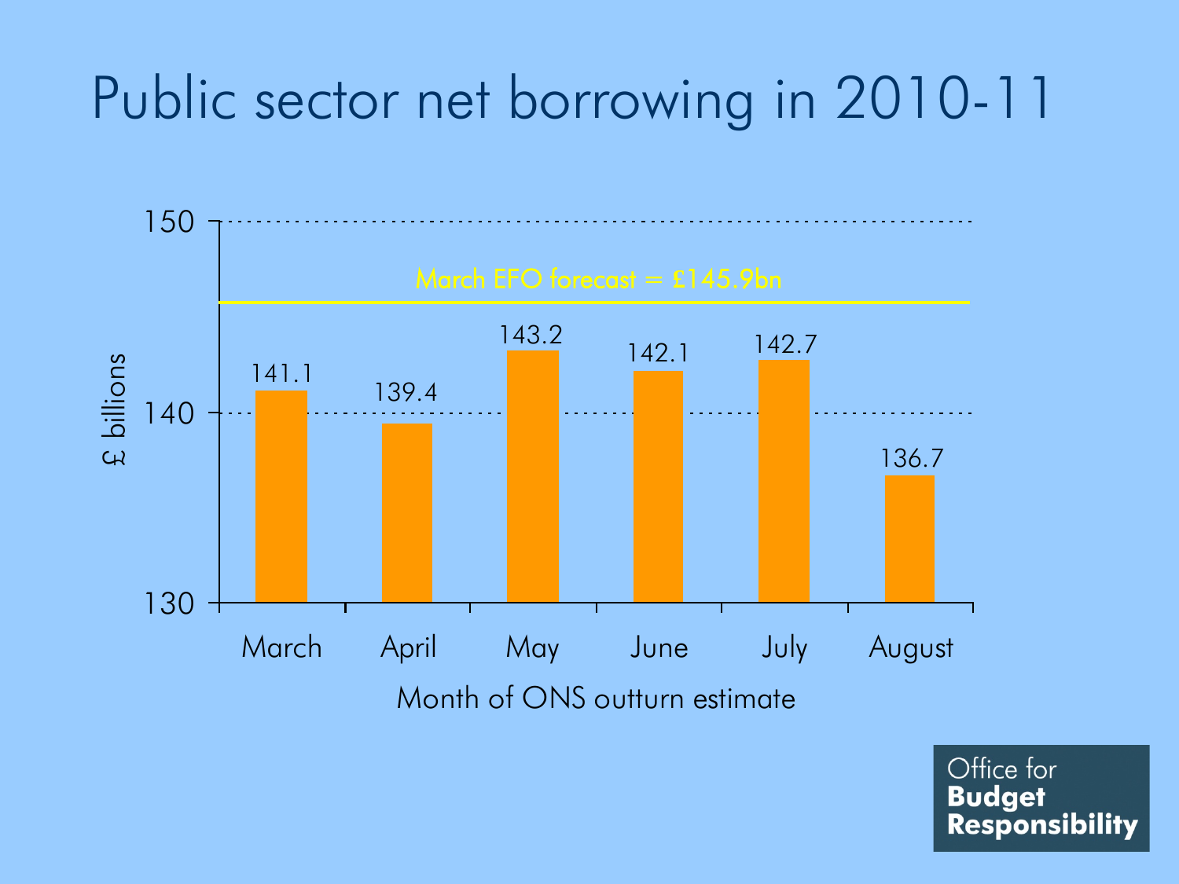# Public sector net borrowing in 2010-11

| Month of ONS outturn estimate | £ billions |
|---|---|
| March | 141.1 |
| April | 139.4 |
| May | 143.2 |
| June | 142.1 |
| July | 142.7 |
| August | 136.7 |

March EFO forecast = £145.9bn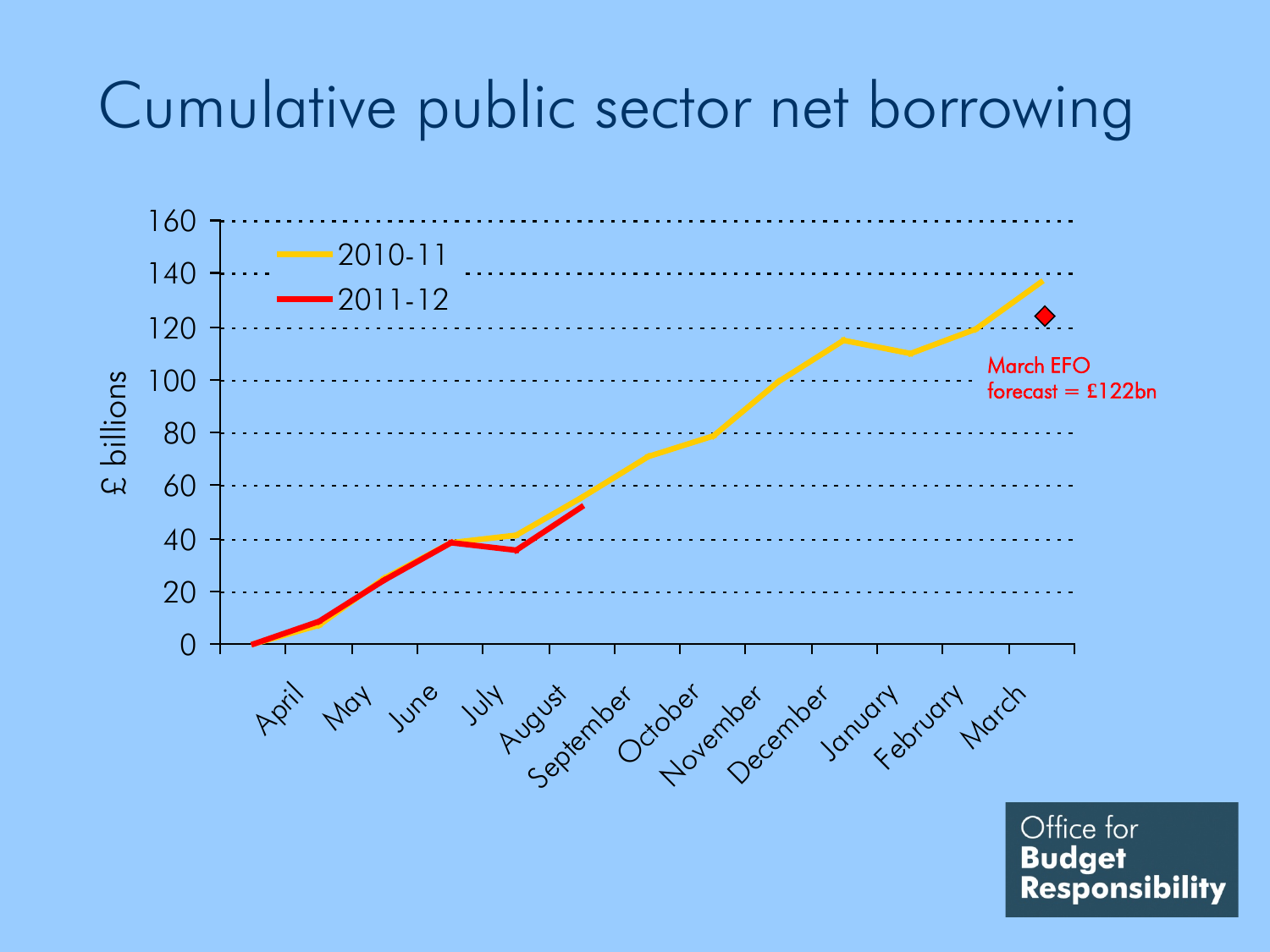# Cumulative public sector net borrowing

£ billions

- 2010-11
- 2011-12

March EFO forecast = £122bn

April, May, June, July, August, September, October, November, December, January, February, March

Office for **Budget Responsibility**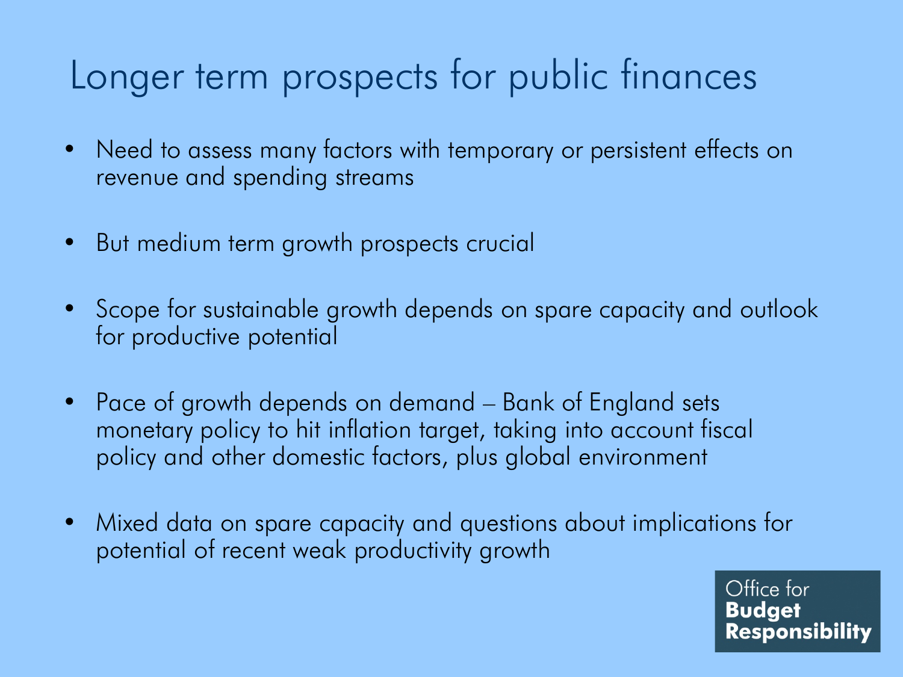# Longer term prospects for public finances

- Need to assess many factors with temporary or persistent effects on revenue and spending streams
- But medium term growth prospects crucial
- Scope for sustainable growth depends on spare capacity and outlook for productive potential
- Pace of growth depends on demand – Bank of England sets monetary policy to hit inflation target, taking into account fiscal policy and other domestic factors, plus global environment
- Mixed data on spare capacity and questions about implications for potential of recent weak productivity growth

Office for **Budget Responsibility**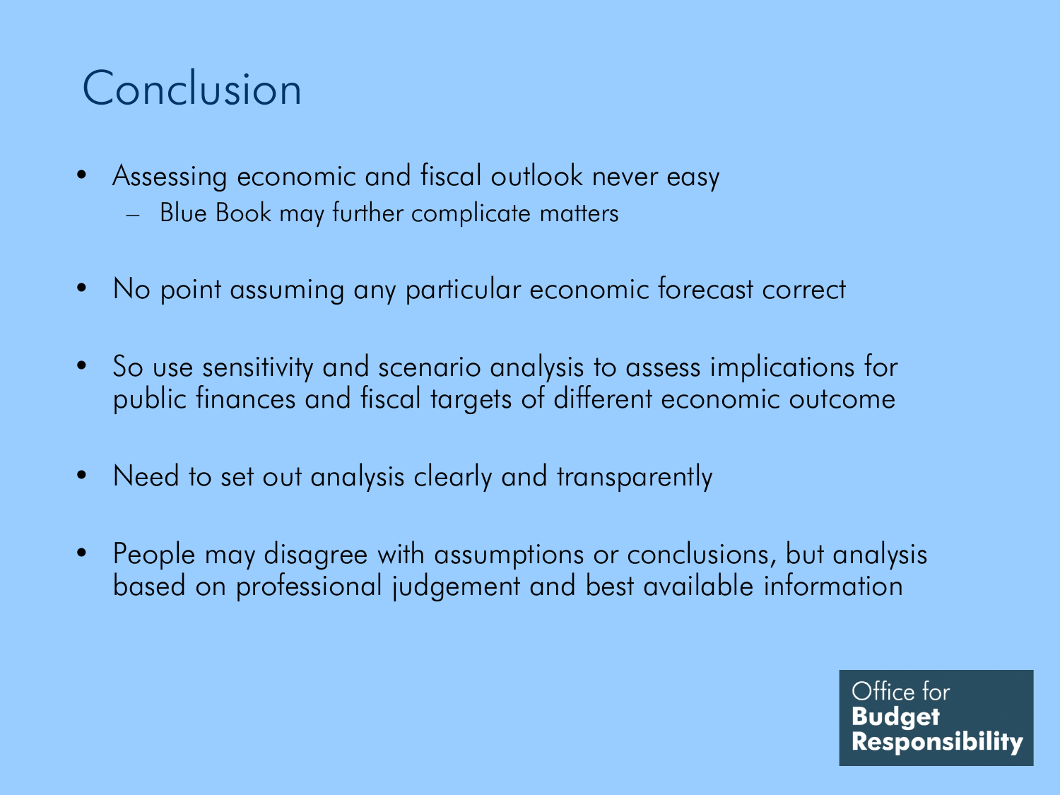# Conclusion

- Assessing economic and fiscal outlook never easy
  - Blue Book may further complicate matters
- No point assuming any particular economic forecast correct
- So use sensitivity and scenario analysis to assess implications for public finances and fiscal targets of different economic outcome
- Need to set out analysis clearly and transparently
- People may disagree with assumptions or conclusions, but analysis based on professional judgement and best available information

Office for **Budget Responsibility**